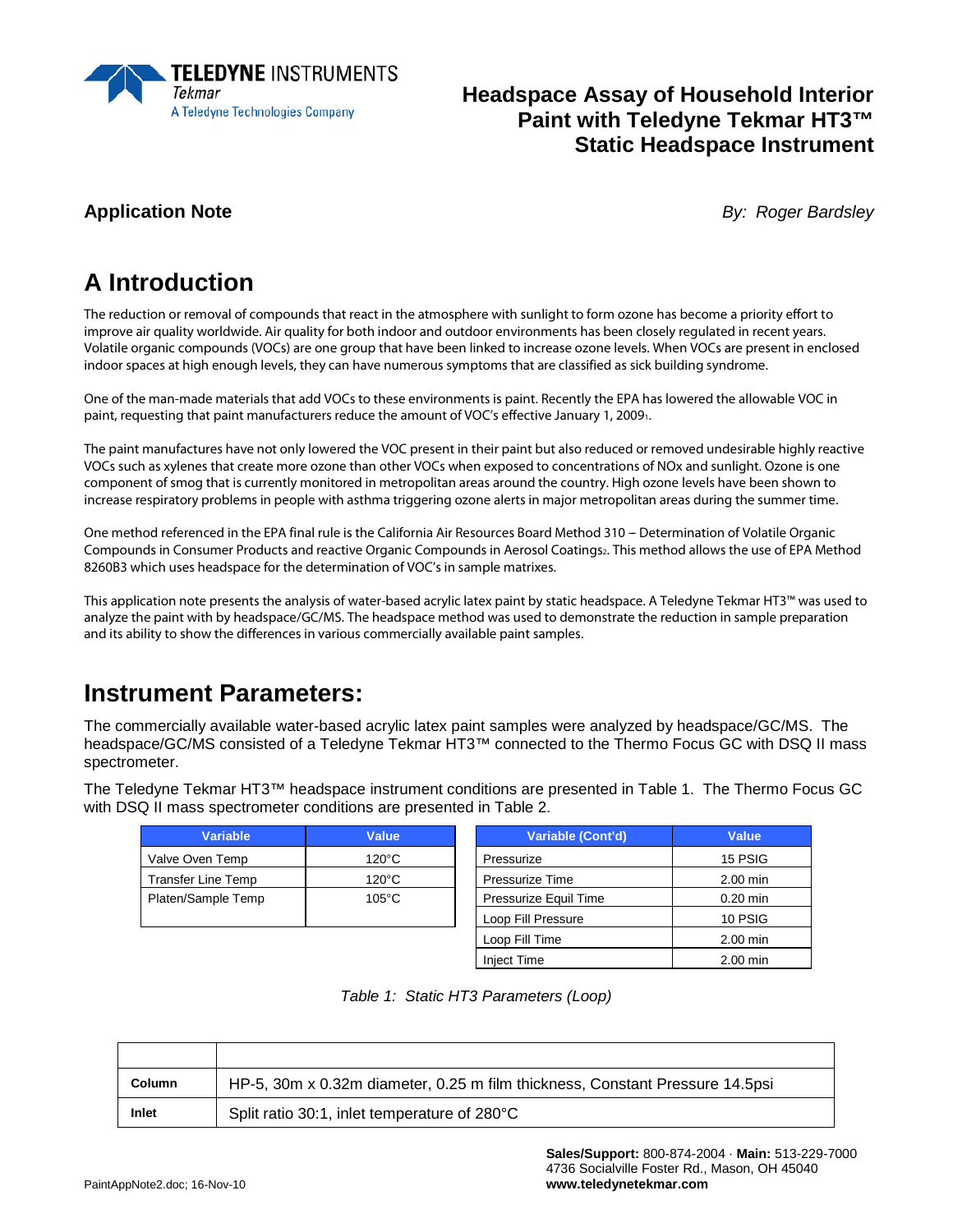# Headspace Assay of Household Interior Paint with Teledyne Tekmar HT3™ Static Headspace Instrument

**Application Note**

*By: Roger Bardsley*

## A Introduction

The reduction or removal of compounds that react in the atmosphere with sunlight to form ozone has become a priority effort to improve air quality worldwide. Air quality for both indoor and outdoor environments has been closely regulated in recent years. Volatile organic compounds (VOCs) are one group that have been linked to increase ozone levels. When VOCs are present in enclosed indoor spaces at high enough levels, they can have numerous symptoms that are classified as sick building syndrome.

One of the man-made materials that add VOCs to these environments is paint. Recently the EPA has lowered the allowable VOC in paint, requesting that paint manufacturers reduce the amount of VOC's effective January 1, 2009[1].

The paint manufactures have not only lowered the VOC present in their paint but also reduced or removed undesirable highly reactive VOCs such as xylenes that create more ozone than other VOCs when exposed to concentrations of NOx and sunlight. Ozone is one component of smog that is currently monitored in metropolitan areas around the country. High ozone levels have been shown to increase respiratory problems in people with asthma triggering ozone alerts in major metropolitan areas during the summer time.

One method referenced in the EPA final rule is the California Air Resources Board Method 310 – Determination of Volatile Organic Compounds in Consumer Products and reactive Organic Compounds in Aerosol Coatings[2]. This method allows the use of EPA Method 8260B3 which uses headspace for the determination of VOC's in sample matrixes.

This application note presents the analysis of water-based acrylic latex paint by static headspace. A Teledyne Tekmar HT3™ was used to analyze the paint with by headspace/GC/MS. The headspace method was used to demonstrate the reduction in sample preparation and its ability to show the differences in various commercially available paint samples.

## Instrument Parameters:

The commercially available water-based acrylic latex paint samples were analyzed by headspace/GC/MS. The headspace/GC/MS consisted of a Teledyne Tekmar HT3™ connected to the Thermo Focus GC with DSQ II mass spectrometer.

The Teledyne Tekmar HT3™ headspace instrument conditions are presented in Table 1. The Thermo Focus GC with DSQ II mass spectrometer conditions are presented in Table 2.

| Variable | Value |
|---|---|
| Valve Oven Temp | 120°C |
| Transfer Line Temp | 120°C |
| Platen/Sample Temp | 105°C |

| Variable (Cont'd) | Value |
|---|---|
| Pressurize | 15 PSIG |
| Pressurize Time | 2.00 min |
| Pressurize Equil Time | 0.20 min |
| Loop Fill Pressure | 10 PSIG |
| Loop Fill Time | 2.00 min |
| Inject Time | 2.00 min |

*Table 1: Static HT3 Parameters (Loop)*

| | |
|---|---|
| **Column** | HP-5, 30m x 0.32m diameter, 0.25 m film thickness, Constant Pressure 14.5psi |
| **Inlet** | Split ratio 30:1, inlet temperature of 280°C |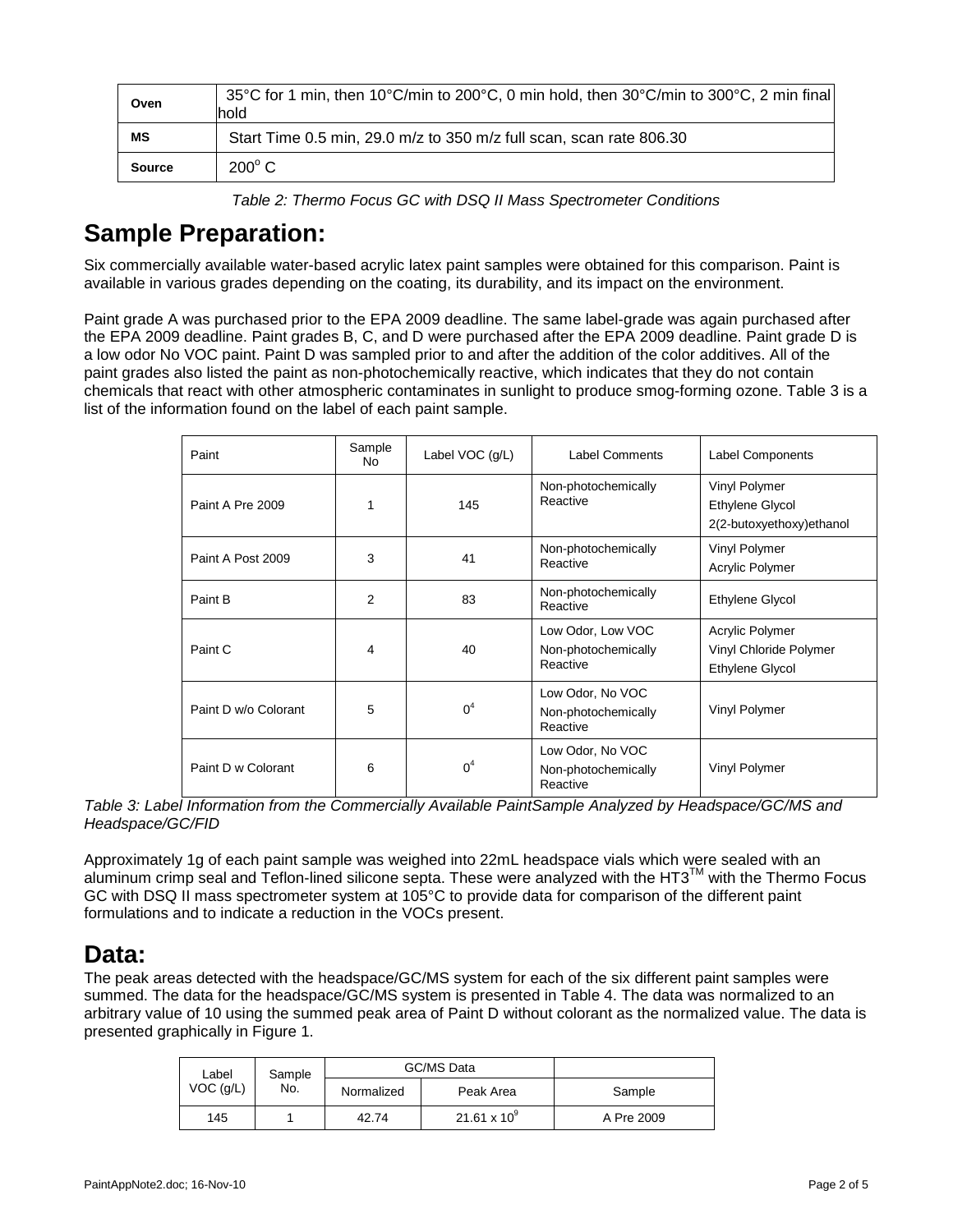| Oven | 35°C for 1 min, then 10°C/min to 200°C, 0 min hold, then 30°C/min to 300°C, 2 min final hold |
| --- | --- |
| MS | Start Time 0.5 min, 29.0 m/z to 350 m/z full scan, scan rate 806.30 |
| Source | $200^{o}$ C |

*Table 2: Thermo Focus GC with DSQ II Mass Spectrometer Conditions*

# Sample Preparation:

Six commercially available water-based acrylic latex paint samples were obtained for this comparison. Paint is available in various grades depending on the coating, its durability, and its impact on the environment.

Paint grade A was purchased prior to the EPA 2009 deadline. The same label-grade was again purchased after the EPA 2009 deadline. Paint grades B, C, and D were purchased after the EPA 2009 deadline. Paint grade D is a low odor No VOC paint. Paint D was sampled prior to and after the addition of the color additives. All of the paint grades also listed the paint as non-photochemically reactive, which indicates that they do not contain chemicals that react with other atmospheric contaminates in sunlight to produce smog-forming ozone. Table 3 is a list of the information found on the label of each paint sample.

| Paint | Sample No | Label VOC (g/L) | Label Comments | Label Components |
| --- | --- | --- | --- | --- |
| Paint A Pre 2009 | 1 | 145 | Non-photochemically Reactive | Vinyl Polymer<br>Ethylene Glycol<br>2(2-butoxyethoxy)ethanol |
| Paint A Post 2009 | 3 | 41 | Non-photochemically Reactive | Vinyl Polymer<br>Acrylic Polymer |
| Paint B | 2 | 83 | Non-photochemically Reactive | Ethylene Glycol |
| Paint C | 4 | 40 | Low Odor, Low VOC<br>Non-photochemically Reactive | Acrylic Polymer<br>Vinyl Chloride Polymer<br>Ethylene Glycol |
| Paint D w/o Colorant | 5 | 0[4] | Low Odor, No VOC<br>Non-photochemically Reactive | Vinyl Polymer |
| Paint D w Colorant | 6 | 0[4] | Low Odor, No VOC<br>Non-photochemically Reactive | Vinyl Polymer |

*Table 3: Label Information from the Commercially Available PaintSample Analyzed by Headspace/GC/MS and Headspace/GC/FID*

Approximately 1g of each paint sample was weighed into 22mL headspace vials which were sealed with an aluminum crimp seal and Teflon-lined silicone septa. These were analyzed with the HT3™ with the Thermo Focus GC with DSQ II mass spectrometer system at 105°C to provide data for comparison of the different paint formulations and to indicate a reduction in the VOCs present.

# Data:

The peak areas detected with the headspace/GC/MS system for each of the six different paint samples were summed. The data for the headspace/GC/MS system is presented in Table 4. The data was normalized to an arbitrary value of 10 using the summed peak area of Paint D without colorant as the normalized value. The data is presented graphically in Figure 1.

| Label VOC (g/L) | Sample No. | GC/MS Data | | |
| --- | --- | --- | --- | --- |
| | | Normalized | Peak Area | Sample |
| 145 | 1 | 42.74 | $21.61 \times 10^{9}$ | A Pre 2009 |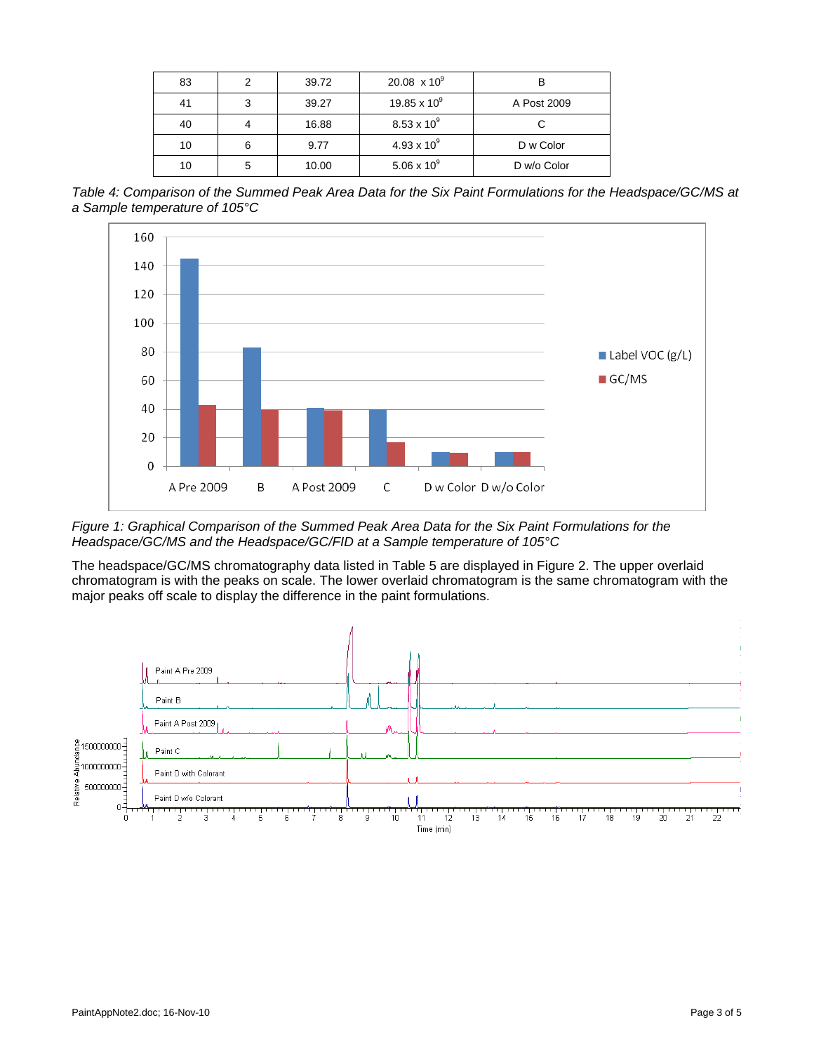| 83 | 2 | 39.72 | 20.08 x $10^9$ | B |
|---|---|---|---|---|
| 41 | 3 | 39.27 | 19.85 x $10^9$ | A Post 2009 |
| 40 | 4 | 16.88 | 8.53 x $10^9$ | C |
| 10 | 6 | 9.77 | 4.93 x $10^9$ | D w Color |
| 10 | 5 | 10.00 | 5.06 x $10^9$ | D w/o Color |

*Table 4: Comparison of the Summed Peak Area Data for the Six Paint Formulations for the Headspace/GC/MS at a Sample temperature of 105°C*

*Figure 1: Graphical Comparison of the Summed Peak Area Data for the Six Paint Formulations for the Headspace/GC/MS and the Headspace/GC/FID at a Sample temperature of 105°C*

The headspace/GC/MS chromatography data listed in Table 5 are displayed in Figure 2. The upper overlaid chromatogram is with the peaks on scale. The lower overlaid chromatogram is the same chromatogram with the major peaks off scale to display the difference in the paint formulations.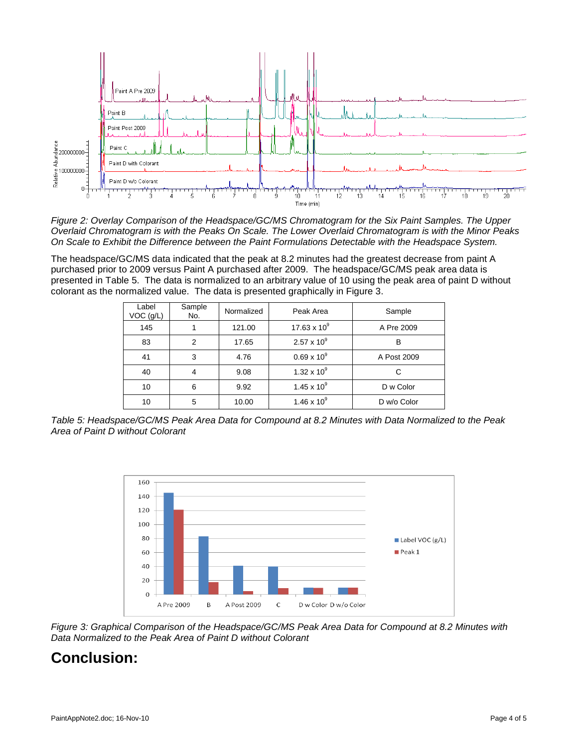*Figure 2: Overlay Comparison of the Headspace/GC/MS Chromatogram for the Six Paint Samples. The Upper Overlaid Chromatogram is with the Peaks On Scale. The Lower Overlaid Chromatogram is with the Minor Peaks On Scale to Exhibit the Difference between the Paint Formulations Detectable with the Headspace System.*

The headspace/GC/MS data indicated that the peak at 8.2 minutes had the greatest decrease from paint A purchased prior to 2009 versus Paint A purchased after 2009. The headspace/GC/MS peak area data is presented in Table 5. The data is normalized to an arbitrary value of 10 using the peak area of paint D without colorant as the normalized value. The data is presented graphically in Figure 3.

| Label VOC (g/L) | Sample No. | Normalized | Peak Area | Sample |
|---|---|---|---|---|
| 145 | 1 | 121.00 | $17.63 \times 10^9$ | A Pre 2009 |
| 83 | 2 | 17.65 | $2.57 \times 10^9$ | B |
| 41 | 3 | 4.76 | $0.69 \times 10^9$ | A Post 2009 |
| 40 | 4 | 9.08 | $1.32 \times 10^9$ | C |
| 10 | 6 | 9.92 | $1.45 \times 10^9$ | D w Color |
| 10 | 5 | 10.00 | $1.46 \times 10^9$ | D w/o Color |

*Table 5: Headspace/GC/MS Peak Area Data for Compound at 8.2 Minutes with Data Normalized to the Peak Area of Paint D without Colorant*

*Figure 3: Graphical Comparison of the Headspace/GC/MS Peak Area Data for Compound at 8.2 Minutes with Data Normalized to the Peak Area of Paint D without Colorant*

# Conclusion: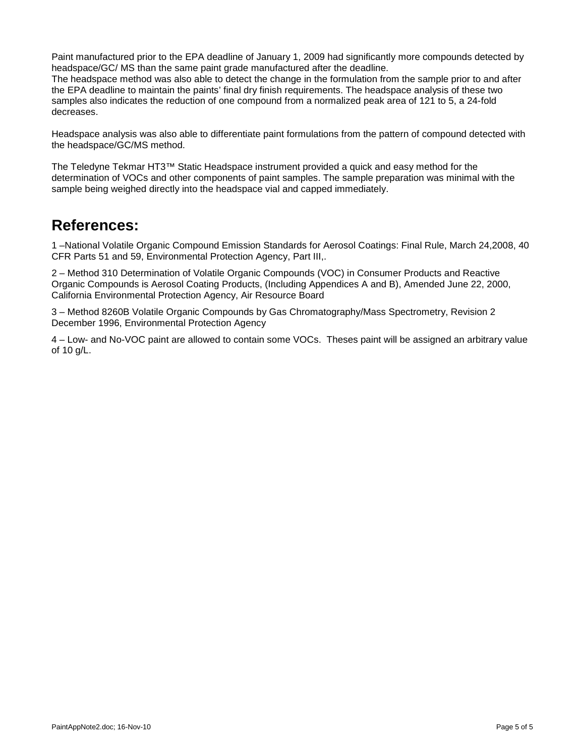Paint manufactured prior to the EPA deadline of January 1, 2009 had significantly more compounds detected by headspace/GC/ MS than the same paint grade manufactured after the deadline.
The headspace method was also able to detect the change in the formulation from the sample prior to and after the EPA deadline to maintain the paints' final dry finish requirements. The headspace analysis of these two samples also indicates the reduction of one compound from a normalized peak area of 121 to 5, a 24-fold decreases.

Headspace analysis was also able to differentiate paint formulations from the pattern of compound detected with the headspace/GC/MS method.

The Teledyne Tekmar HT3™ Static Headspace instrument provided a quick and easy method for the determination of VOCs and other components of paint samples. The sample preparation was minimal with the sample being weighed directly into the headspace vial and capped immediately.

## References:

1 –National Volatile Organic Compound Emission Standards for Aerosol Coatings: Final Rule, March 24,2008, 40 CFR Parts 51 and 59, Environmental Protection Agency, Part III,.

2 – Method 310 Determination of Volatile Organic Compounds (VOC) in Consumer Products and Reactive Organic Compounds is Aerosol Coating Products, (Including Appendices A and B), Amended June 22, 2000, California Environmental Protection Agency, Air Resource Board

3 – Method 8260B Volatile Organic Compounds by Gas Chromatography/Mass Spectrometry, Revision 2 December 1996, Environmental Protection Agency

4 – Low- and No-VOC paint are allowed to contain some VOCs. Theses paint will be assigned an arbitrary value of 10 g/L.